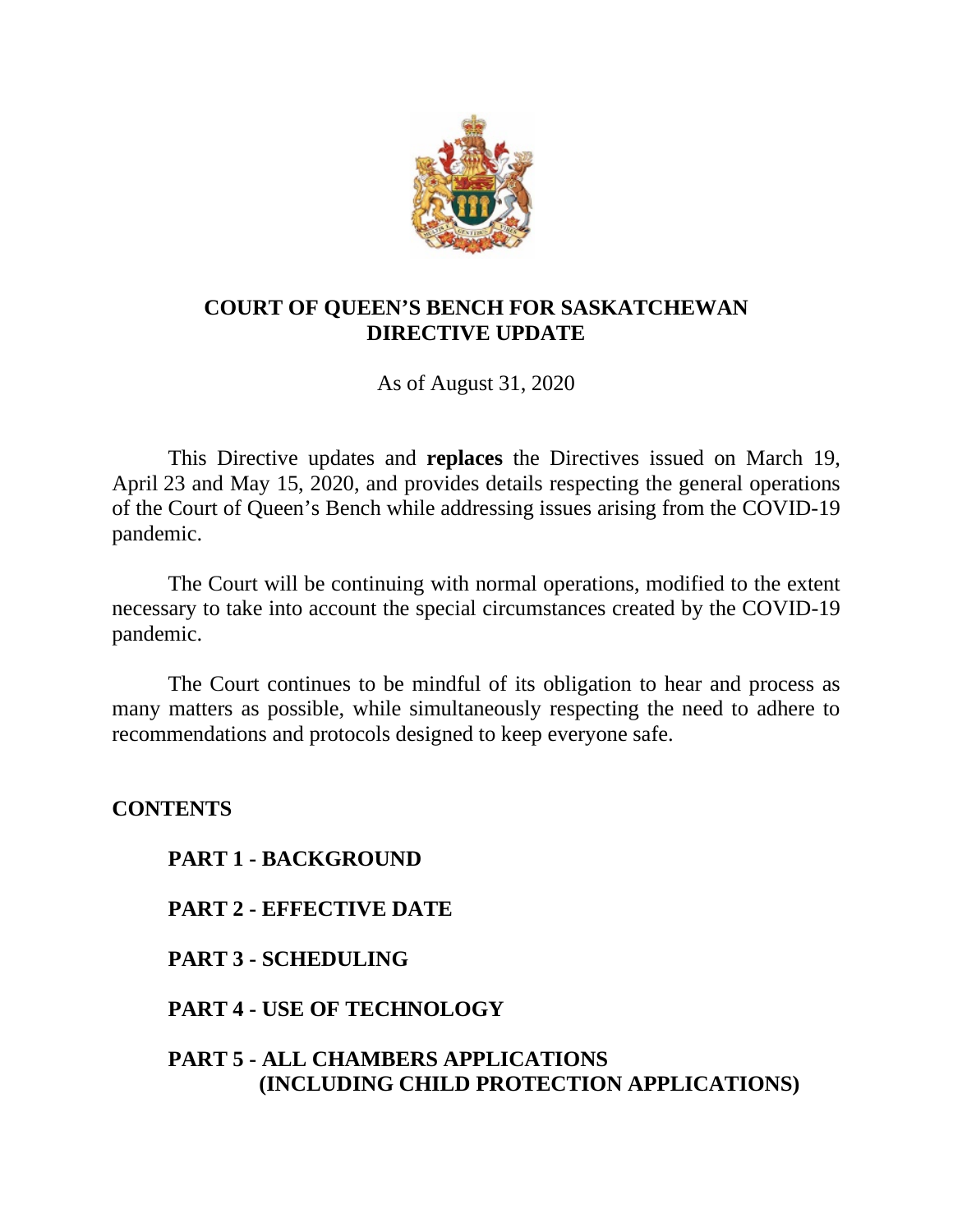# COURT OF QUEEN'S BENCH FOR SASKATCHEWAN
# DIRECTIVE UPDATE

As of August 31, 2020

This Directive updates and **replaces** the Directives issued on March 19, April 23 and May 15, 2020, and provides details respecting the general operations of the Court of Queen's Bench while addressing issues arising from the COVID-19 pandemic.

The Court will be continuing with normal operations, modified to the extent necessary to take into account the special circumstances created by the COVID-19 pandemic.

The Court continues to be mindful of its obligation to hear and process as many matters as possible, while simultaneously respecting the need to adhere to recommendations and protocols designed to keep everyone safe.

## CONTENTS

**PART 1 - BACKGROUND**

**PART 2 - EFFECTIVE DATE**

**PART 3 - SCHEDULING**

**PART 4 - USE OF TECHNOLOGY**

**PART 5 - ALL CHAMBERS APPLICATIONS (INCLUDING CHILD PROTECTION APPLICATIONS)**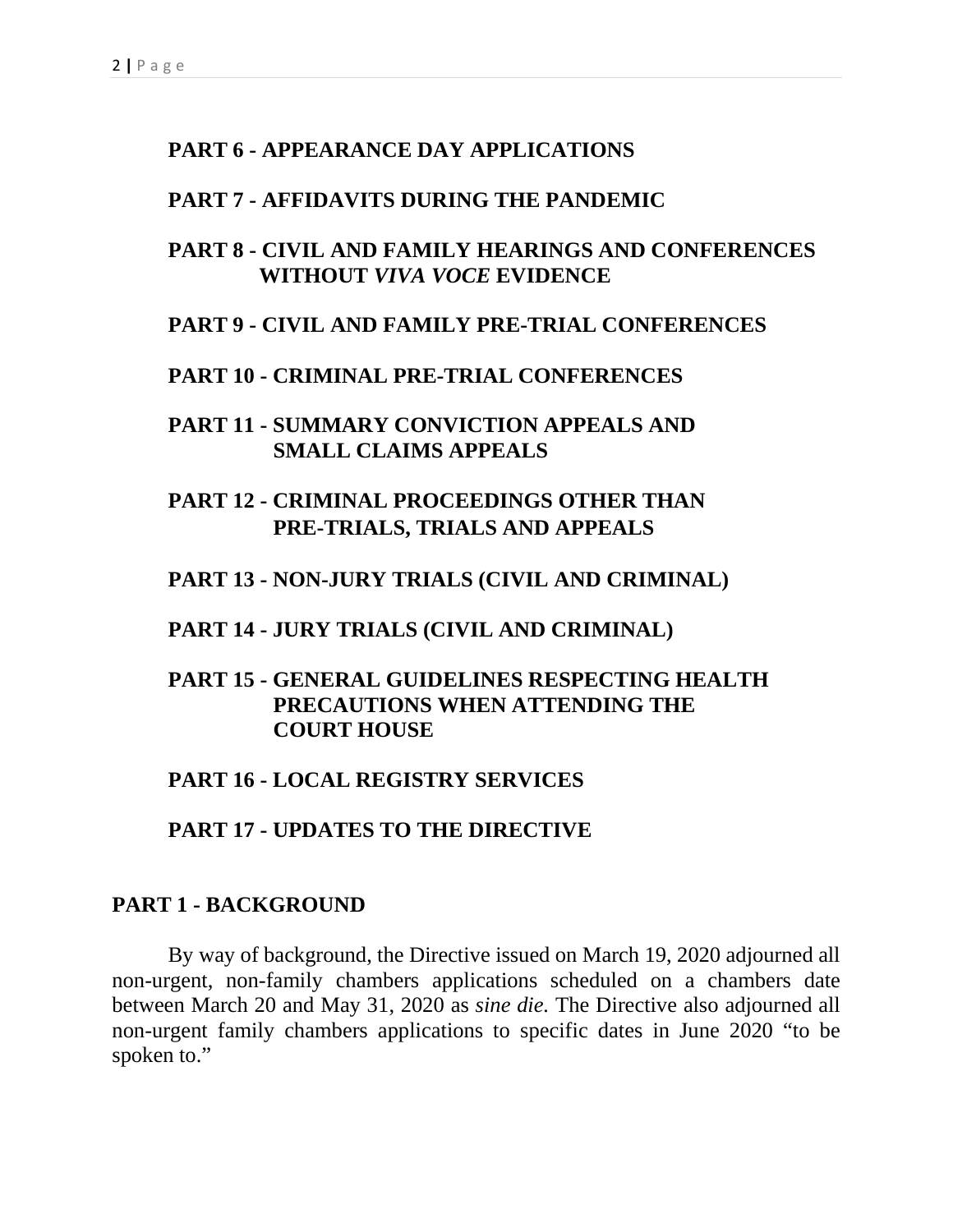**PART 6 - APPEARANCE DAY APPLICATIONS**

**PART 7 - AFFIDAVITS DURING THE PANDEMIC**

**PART 8 - CIVIL AND FAMILY HEARINGS AND CONFERENCES WITHOUT *VIVA VOCE* EVIDENCE**

**PART 9 - CIVIL AND FAMILY PRE-TRIAL CONFERENCES**

**PART 10 - CRIMINAL PRE-TRIAL CONFERENCES**

**PART 11 - SUMMARY CONVICTION APPEALS AND SMALL CLAIMS APPEALS**

**PART 12 - CRIMINAL PROCEEDINGS OTHER THAN PRE-TRIALS, TRIALS AND APPEALS**

**PART 13 - NON-JURY TRIALS (CIVIL AND CRIMINAL)**

**PART 14 - JURY TRIALS (CIVIL AND CRIMINAL)**

**PART 15 - GENERAL GUIDELINES RESPECTING HEALTH PRECAUTIONS WHEN ATTENDING THE COURT HOUSE**

**PART 16 - LOCAL REGISTRY SERVICES**

**PART 17 - UPDATES TO THE DIRECTIVE**

## PART 1 - BACKGROUND

By way of background, the Directive issued on March 19, 2020 adjourned all non-urgent, non-family chambers applications scheduled on a chambers date between March 20 and May 31, 2020 as *sine die*. The Directive also adjourned all non-urgent family chambers applications to specific dates in June 2020 "to be spoken to."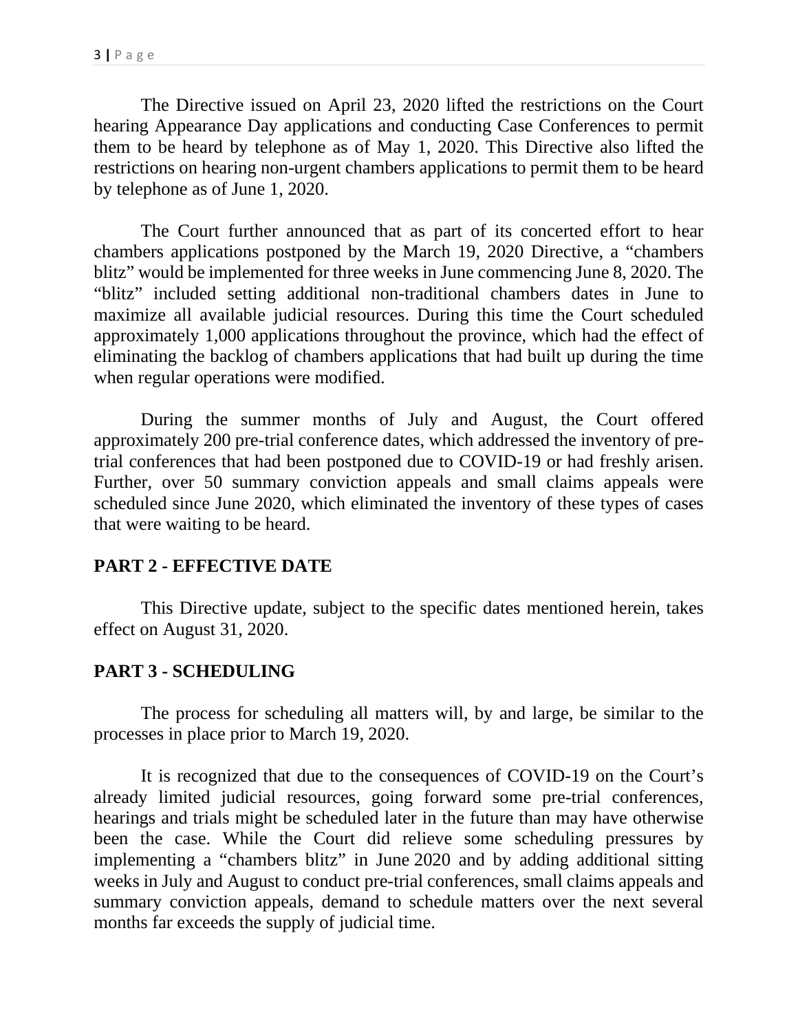The Directive issued on April 23, 2020 lifted the restrictions on the Court hearing Appearance Day applications and conducting Case Conferences to permit them to be heard by telephone as of May 1, 2020. This Directive also lifted the restrictions on hearing non-urgent chambers applications to permit them to be heard by telephone as of June 1, 2020.

The Court further announced that as part of its concerted effort to hear chambers applications postponed by the March 19, 2020 Directive, a "chambers blitz" would be implemented for three weeks in June commencing June 8, 2020. The "blitz" included setting additional non-traditional chambers dates in June to maximize all available judicial resources. During this time the Court scheduled approximately 1,000 applications throughout the province, which had the effect of eliminating the backlog of chambers applications that had built up during the time when regular operations were modified.

During the summer months of July and August, the Court offered approximately 200 pre-trial conference dates, which addressed the inventory of pre-trial conferences that had been postponed due to COVID-19 or had freshly arisen. Further, over 50 summary conviction appeals and small claims appeals were scheduled since June 2020, which eliminated the inventory of these types of cases that were waiting to be heard.

## PART 2 - EFFECTIVE DATE

This Directive update, subject to the specific dates mentioned herein, takes effect on August 31, 2020.

## PART 3 - SCHEDULING

The process for scheduling all matters will, by and large, be similar to the processes in place prior to March 19, 2020.

It is recognized that due to the consequences of COVID-19 on the Court's already limited judicial resources, going forward some pre-trial conferences, hearings and trials might be scheduled later in the future than may have otherwise been the case. While the Court did relieve some scheduling pressures by implementing a "chambers blitz" in June 2020 and by adding additional sitting weeks in July and August to conduct pre-trial conferences, small claims appeals and summary conviction appeals, demand to schedule matters over the next several months far exceeds the supply of judicial time.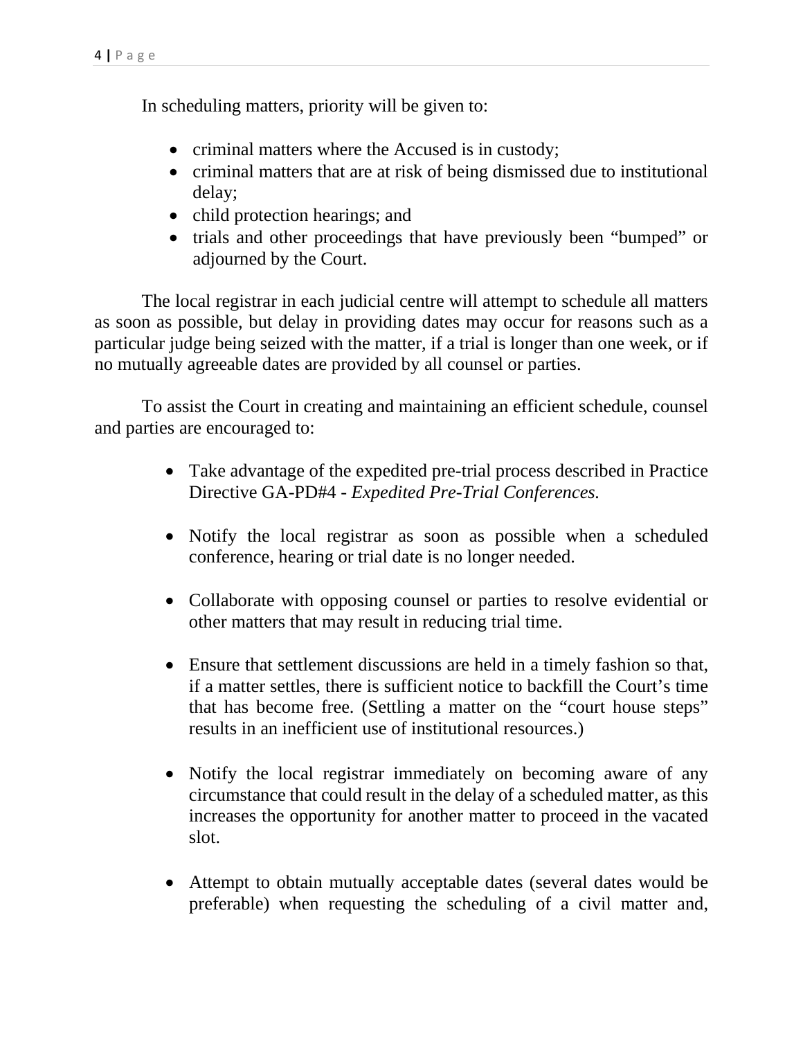In scheduling matters, priority will be given to:

- criminal matters where the Accused is in custody;
- criminal matters that are at risk of being dismissed due to institutional delay;
- child protection hearings; and
- trials and other proceedings that have previously been "bumped" or adjourned by the Court.

The local registrar in each judicial centre will attempt to schedule all matters as soon as possible, but delay in providing dates may occur for reasons such as a particular judge being seized with the matter, if a trial is longer than one week, or if no mutually agreeable dates are provided by all counsel or parties.

To assist the Court in creating and maintaining an efficient schedule, counsel and parties are encouraged to:

- Take advantage of the expedited pre-trial process described in Practice Directive GA-PD#4 - *Expedited Pre-Trial Conferences.*

- Notify the local registrar as soon as possible when a scheduled conference, hearing or trial date is no longer needed.

- Collaborate with opposing counsel or parties to resolve evidential or other matters that may result in reducing trial time.

- Ensure that settlement discussions are held in a timely fashion so that, if a matter settles, there is sufficient notice to backfill the Court's time that has become free. (Settling a matter on the "court house steps" results in an inefficient use of institutional resources.)

- Notify the local registrar immediately on becoming aware of any circumstance that could result in the delay of a scheduled matter, as this increases the opportunity for another matter to proceed in the vacated slot.

- Attempt to obtain mutually acceptable dates (several dates would be preferable) when requesting the scheduling of a civil matter and,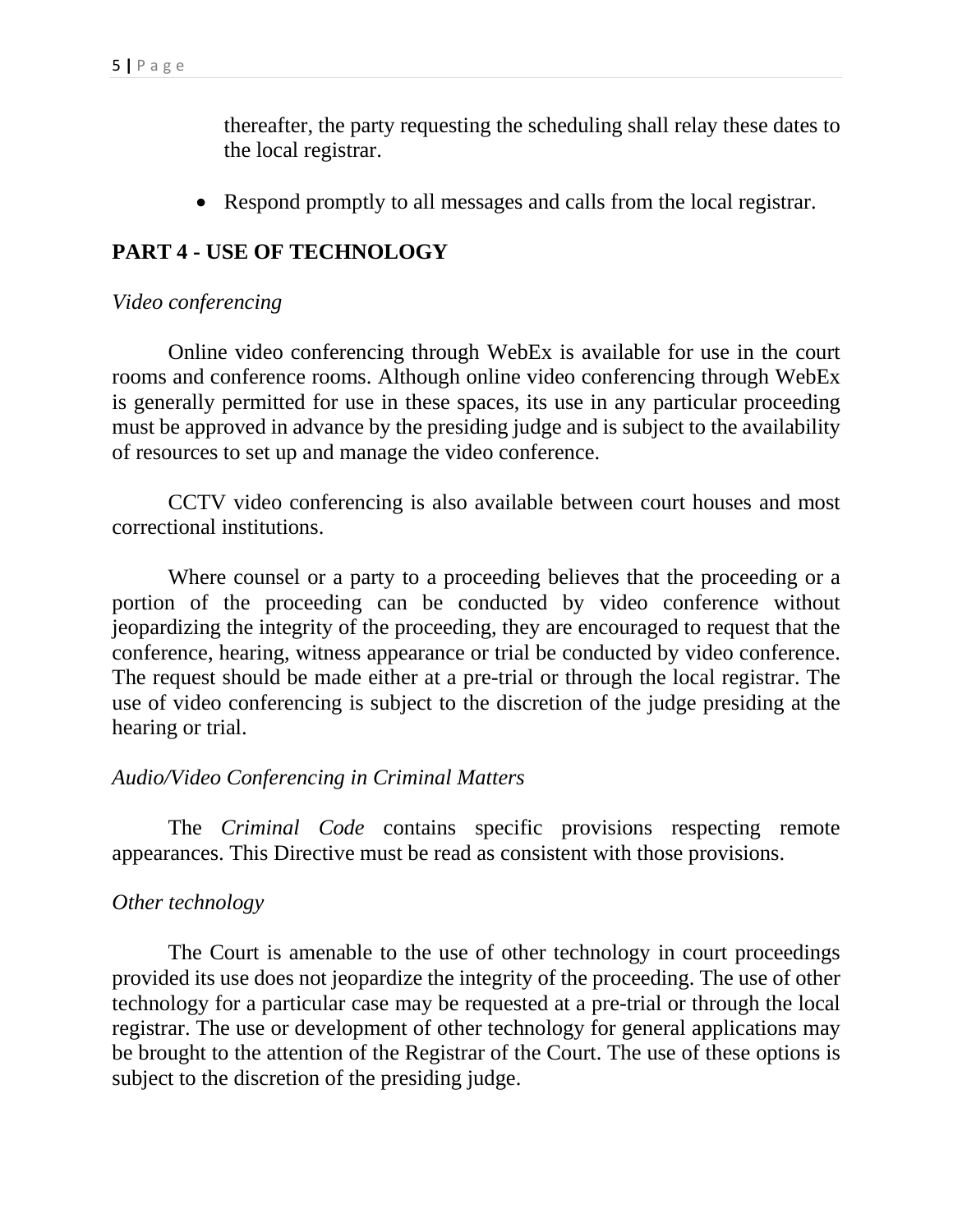thereafter, the party requesting the scheduling shall relay these dates to the local registrar.

- Respond promptly to all messages and calls from the local registrar.

## PART 4 - USE OF TECHNOLOGY

*Video conferencing*

Online video conferencing through WebEx is available for use in the court rooms and conference rooms. Although online video conferencing through WebEx is generally permitted for use in these spaces, its use in any particular proceeding must be approved in advance by the presiding judge and is subject to the availability of resources to set up and manage the video conference.

CCTV video conferencing is also available between court houses and most correctional institutions.

Where counsel or a party to a proceeding believes that the proceeding or a portion of the proceeding can be conducted by video conference without jeopardizing the integrity of the proceeding, they are encouraged to request that the conference, hearing, witness appearance or trial be conducted by video conference. The request should be made either at a pre-trial or through the local registrar. The use of video conferencing is subject to the discretion of the judge presiding at the hearing or trial.

*Audio/Video Conferencing in Criminal Matters*

The *Criminal Code* contains specific provisions respecting remote appearances. This Directive must be read as consistent with those provisions.

*Other technology*

The Court is amenable to the use of other technology in court proceedings provided its use does not jeopardize the integrity of the proceeding. The use of other technology for a particular case may be requested at a pre-trial or through the local registrar. The use or development of other technology for general applications may be brought to the attention of the Registrar of the Court. The use of these options is subject to the discretion of the presiding judge.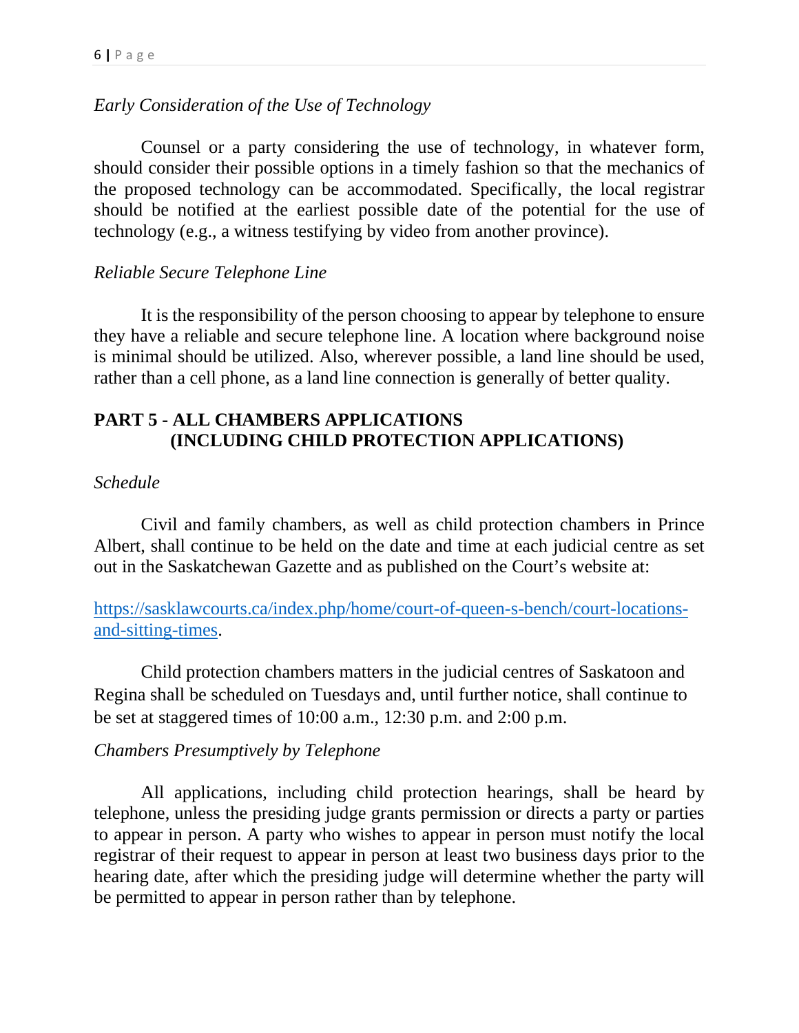*Early Consideration of the Use of Technology*

Counsel or a party considering the use of technology, in whatever form, should consider their possible options in a timely fashion so that the mechanics of the proposed technology can be accommodated. Specifically, the local registrar should be notified at the earliest possible date of the potential for the use of technology (e.g., a witness testifying by video from another province).

*Reliable Secure Telephone Line*

It is the responsibility of the person choosing to appear by telephone to ensure they have a reliable and secure telephone line. A location where background noise is minimal should be utilized. Also, wherever possible, a land line should be used, rather than a cell phone, as a land line connection is generally of better quality.

## PART 5 - ALL CHAMBERS APPLICATIONS (INCLUDING CHILD PROTECTION APPLICATIONS)

*Schedule*

Civil and family chambers, as well as child protection chambers in Prince Albert, shall continue to be held on the date and time at each judicial centre as set out in the Saskatchewan Gazette and as published on the Court's website at:

[https://sasklawcourts.ca/index.php/home/court-of-queen-s-bench/court-locations-and-sitting-times](https://sasklawcourts.ca/index.php/home/court-of-queen-s-bench/court-locations-and-sitting-times).

Child protection chambers matters in the judicial centres of Saskatoon and Regina shall be scheduled on Tuesdays and, until further notice, shall continue to be set at staggered times of 10:00 a.m., 12:30 p.m. and 2:00 p.m.

*Chambers Presumptively by Telephone*

All applications, including child protection hearings, shall be heard by telephone, unless the presiding judge grants permission or directs a party or parties to appear in person. A party who wishes to appear in person must notify the local registrar of their request to appear in person at least two business days prior to the hearing date, after which the presiding judge will determine whether the party will be permitted to appear in person rather than by telephone.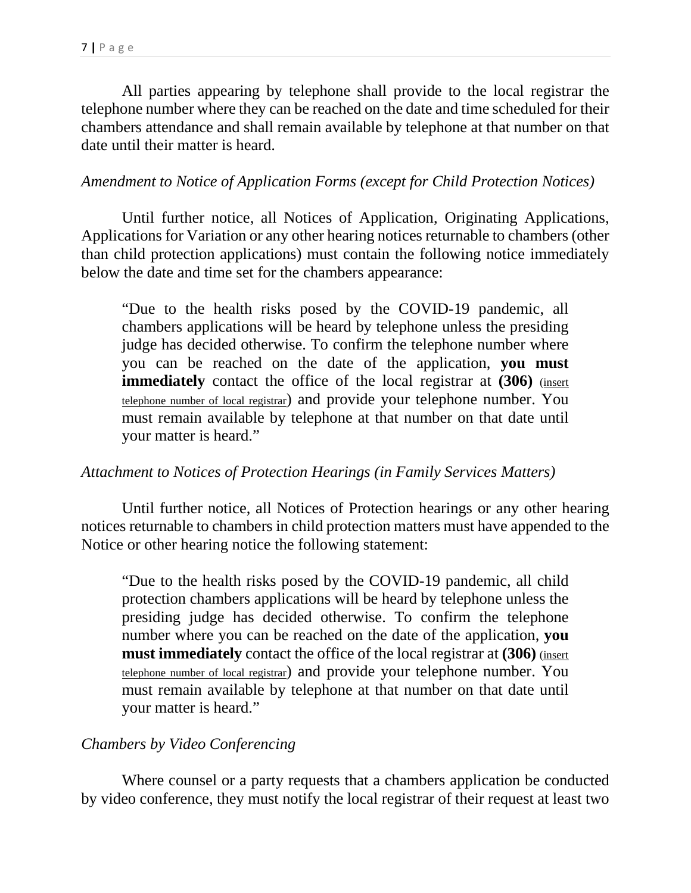All parties appearing by telephone shall provide to the local registrar the telephone number where they can be reached on the date and time scheduled for their chambers attendance and shall remain available by telephone at that number on that date until their matter is heard.

*Amendment to Notice of Application Forms (except for Child Protection Notices)*

Until further notice, all Notices of Application, Originating Applications, Applications for Variation or any other hearing notices returnable to chambers (other than child protection applications) must contain the following notice immediately below the date and time set for the chambers appearance:

> "Due to the health risks posed by the COVID-19 pandemic, all chambers applications will be heard by telephone unless the presiding judge has decided otherwise. To confirm the telephone number where you can be reached on the date of the application, **you must immediately** contact the office of the local registrar at **(306)** (insert telephone number of local registrar) and provide your telephone number. You must remain available by telephone at that number on that date until your matter is heard."

*Attachment to Notices of Protection Hearings (in Family Services Matters)*

Until further notice, all Notices of Protection hearings or any other hearing notices returnable to chambers in child protection matters must have appended to the Notice or other hearing notice the following statement:

> "Due to the health risks posed by the COVID-19 pandemic, all child protection chambers applications will be heard by telephone unless the presiding judge has decided otherwise. To confirm the telephone number where you can be reached on the date of the application, **you must immediately** contact the office of the local registrar at **(306)** (insert telephone number of local registrar) and provide your telephone number. You must remain available by telephone at that number on that date until your matter is heard."

*Chambers by Video Conferencing*

Where counsel or a party requests that a chambers application be conducted by video conference, they must notify the local registrar of their request at least two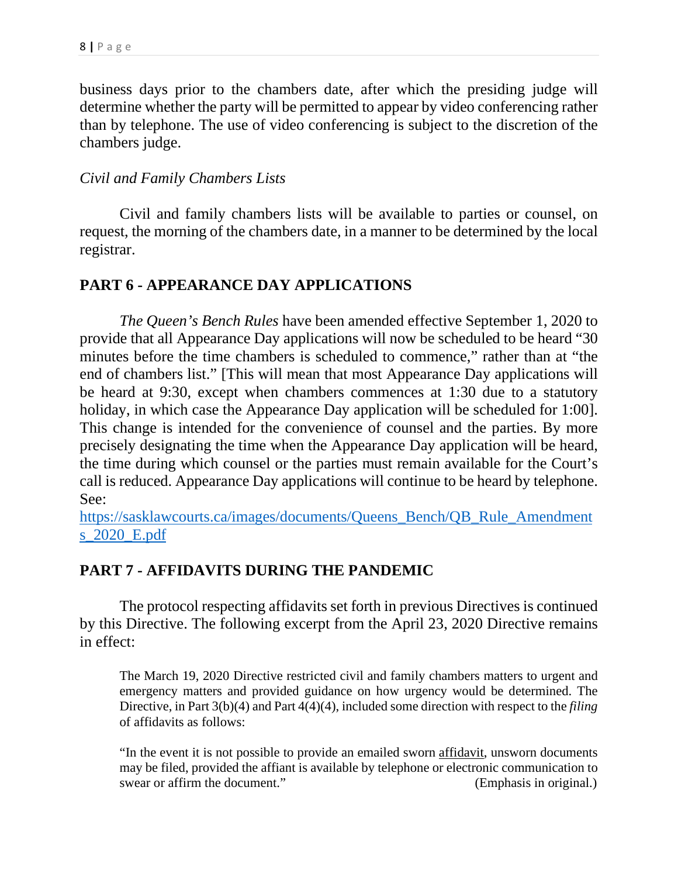business days prior to the chambers date, after which the presiding judge will determine whether the party will be permitted to appear by video conferencing rather than by telephone. The use of video conferencing is subject to the discretion of the chambers judge.

*Civil and Family Chambers Lists*

Civil and family chambers lists will be available to parties or counsel, on request, the morning of the chambers date, in a manner to be determined by the local registrar.

## PART 6 - APPEARANCE DAY APPLICATIONS

*The Queen's Bench Rules* have been amended effective September 1, 2020 to provide that all Appearance Day applications will now be scheduled to be heard "30 minutes before the time chambers is scheduled to commence," rather than at "the end of chambers list." [This will mean that most Appearance Day applications will be heard at 9:30, except when chambers commences at 1:30 due to a statutory holiday, in which case the Appearance Day application will be scheduled for 1:00]. This change is intended for the convenience of counsel and the parties. By more precisely designating the time when the Appearance Day application will be heard, the time during which counsel or the parties must remain available for the Court's call is reduced. Appearance Day applications will continue to be heard by telephone. See: [https://sasklawcourts.ca/images/documents/Queens_Bench/QB_Rule_Amendments_2020_E.pdf](https://sasklawcourts.ca/images/documents/Queens_Bench/QB_Rule_Amendments_2020_E.pdf)

## PART 7 - AFFIDAVITS DURING THE PANDEMIC

The protocol respecting affidavits set forth in previous Directives is continued by this Directive. The following excerpt from the April 23, 2020 Directive remains in effect:

> The March 19, 2020 Directive restricted civil and family chambers matters to urgent and emergency matters and provided guidance on how urgency would be determined. The Directive, in Part 3(b)(4) and Part 4(4)(4), included some direction with respect to the *filing* of affidavits as follows:
>
> "In the event it is not possible to provide an emailed sworn <u>affidavit</u>, unsworn documents may be filed, provided the affiant is available by telephone or electronic communication to swear or affirm the document." (Emphasis in original.)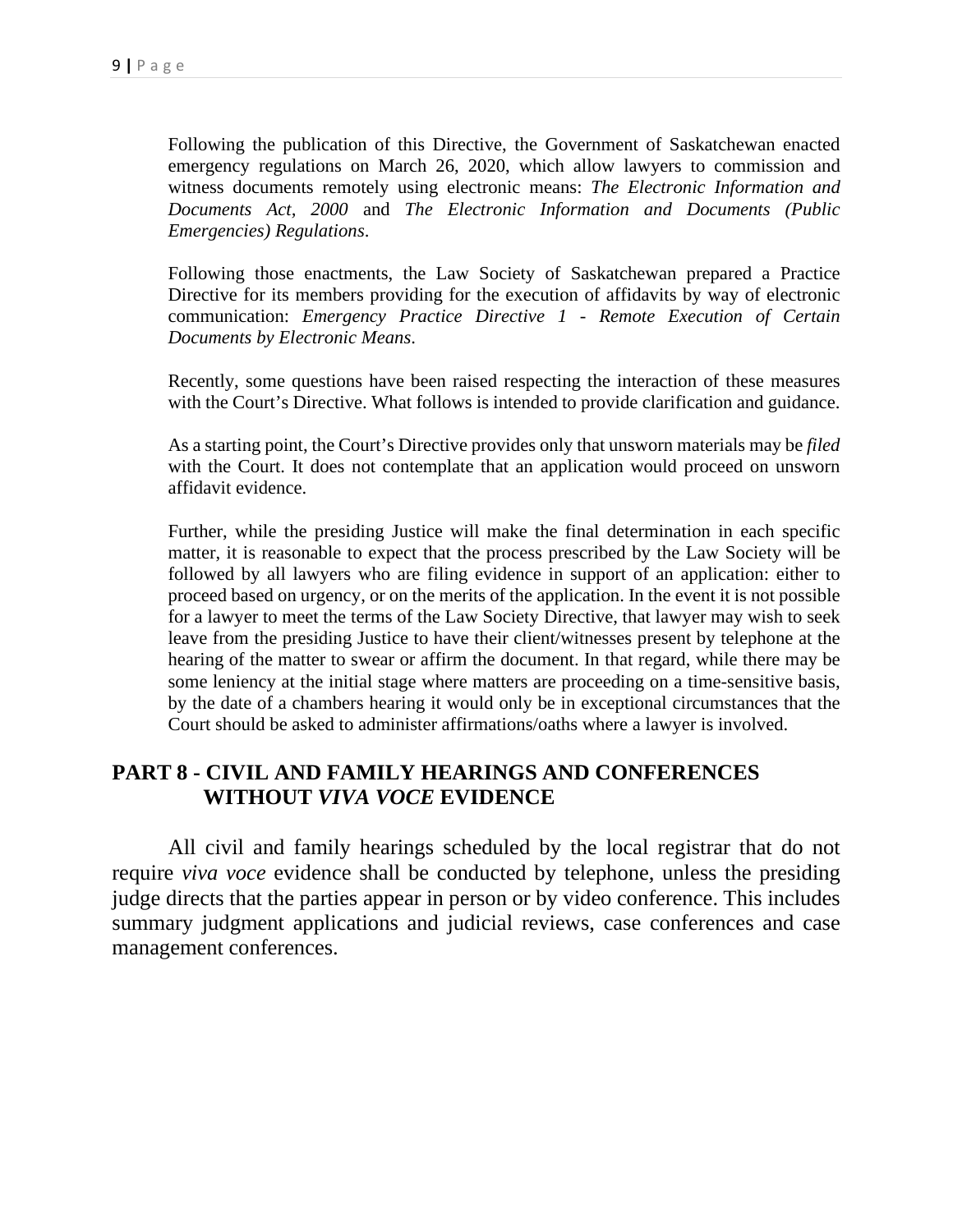Following the publication of this Directive, the Government of Saskatchewan enacted emergency regulations on March 26, 2020, which allow lawyers to commission and witness documents remotely using electronic means: *The Electronic Information and Documents Act, 2000* and *The Electronic Information and Documents (Public Emergencies) Regulations*.

Following those enactments, the Law Society of Saskatchewan prepared a Practice Directive for its members providing for the execution of affidavits by way of electronic communication: *Emergency Practice Directive 1 - Remote Execution of Certain Documents by Electronic Means*.

Recently, some questions have been raised respecting the interaction of these measures with the Court's Directive. What follows is intended to provide clarification and guidance.

As a starting point, the Court's Directive provides only that unsworn materials may be *filed* with the Court. It does not contemplate that an application would proceed on unsworn affidavit evidence.

Further, while the presiding Justice will make the final determination in each specific matter, it is reasonable to expect that the process prescribed by the Law Society will be followed by all lawyers who are filing evidence in support of an application: either to proceed based on urgency, or on the merits of the application. In the event it is not possible for a lawyer to meet the terms of the Law Society Directive, that lawyer may wish to seek leave from the presiding Justice to have their client/witnesses present by telephone at the hearing of the matter to swear or affirm the document. In that regard, while there may be some leniency at the initial stage where matters are proceeding on a time-sensitive basis, by the date of a chambers hearing it would only be in exceptional circumstances that the Court should be asked to administer affirmations/oaths where a lawyer is involved.

## PART 8 - CIVIL AND FAMILY HEARINGS AND CONFERENCES WITHOUT *VIVA VOCE* EVIDENCE

All civil and family hearings scheduled by the local registrar that do not require *viva voce* evidence shall be conducted by telephone, unless the presiding judge directs that the parties appear in person or by video conference. This includes summary judgment applications and judicial reviews, case conferences and case management conferences.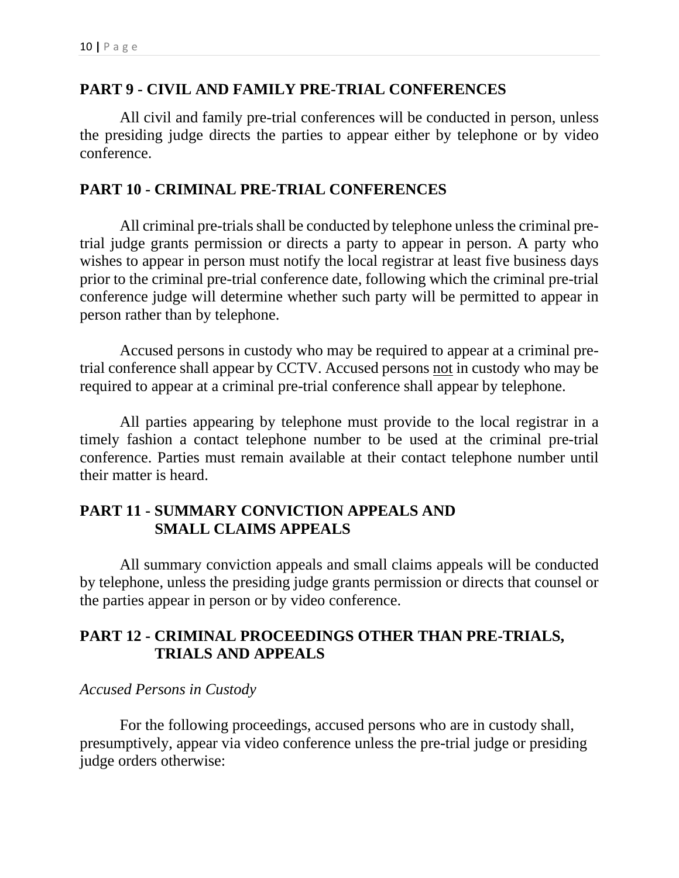## PART 9 - CIVIL AND FAMILY PRE-TRIAL CONFERENCES

All civil and family pre-trial conferences will be conducted in person, unless the presiding judge directs the parties to appear either by telephone or by video conference.

## PART 10 - CRIMINAL PRE-TRIAL CONFERENCES

All criminal pre-trials shall be conducted by telephone unless the criminal pre-trial judge grants permission or directs a party to appear in person. A party who wishes to appear in person must notify the local registrar at least five business days prior to the criminal pre-trial conference date, following which the criminal pre-trial conference judge will determine whether such party will be permitted to appear in person rather than by telephone.

Accused persons in custody who may be required to appear at a criminal pre-trial conference shall appear by CCTV. Accused persons <u>not</u> in custody who may be required to appear at a criminal pre-trial conference shall appear by telephone.

All parties appearing by telephone must provide to the local registrar in a timely fashion a contact telephone number to be used at the criminal pre-trial conference. Parties must remain available at their contact telephone number until their matter is heard.

## PART 11 - SUMMARY CONVICTION APPEALS AND SMALL CLAIMS APPEALS

All summary conviction appeals and small claims appeals will be conducted by telephone, unless the presiding judge grants permission or directs that counsel or the parties appear in person or by video conference.

## PART 12 - CRIMINAL PROCEEDINGS OTHER THAN PRE-TRIALS, TRIALS AND APPEALS

*Accused Persons in Custody*

For the following proceedings, accused persons who are in custody shall, presumptively, appear via video conference unless the pre-trial judge or presiding judge orders otherwise: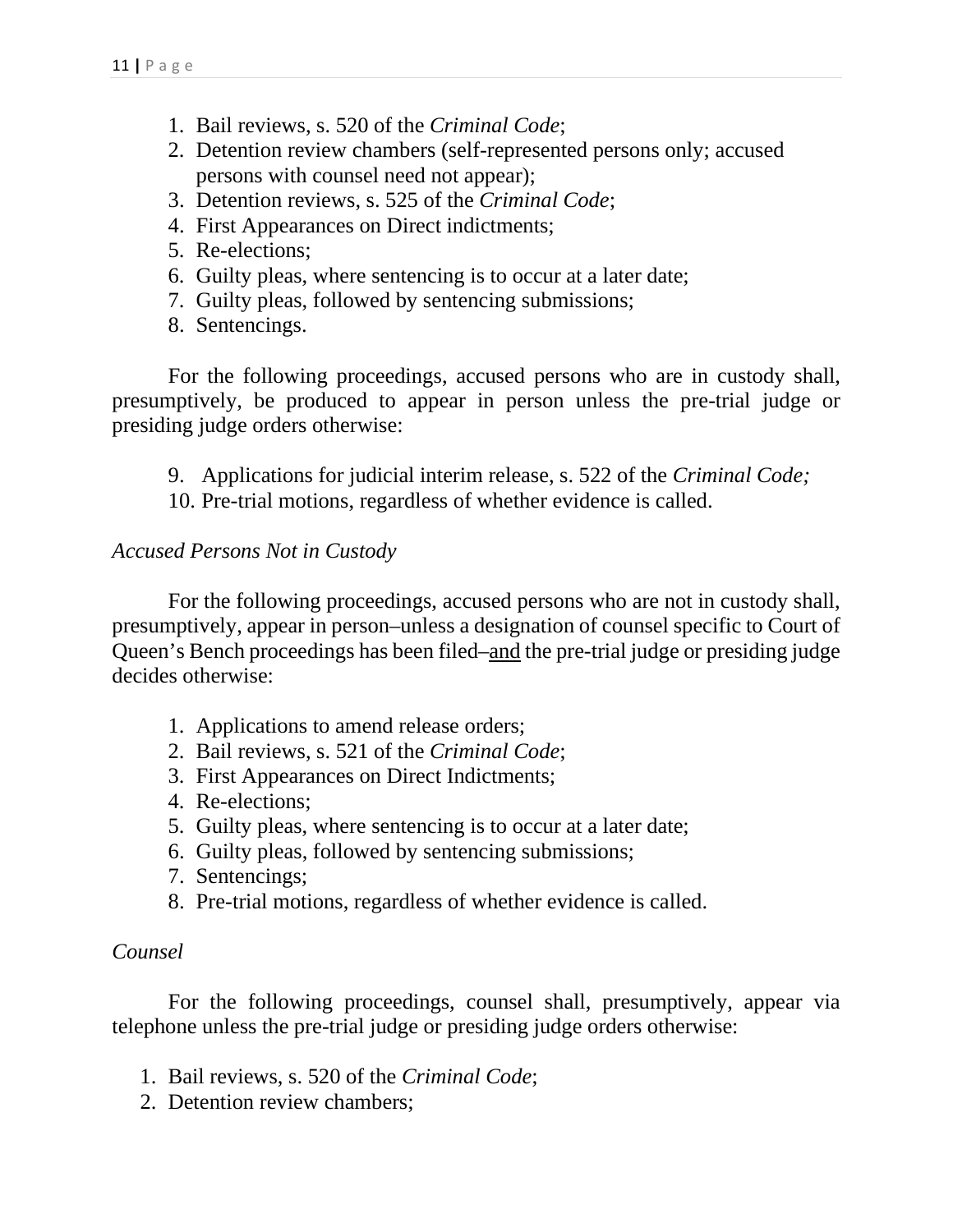1. Bail reviews, s. 520 of the *Criminal Code*;
2. Detention review chambers (self-represented persons only; accused persons with counsel need not appear);
3. Detention reviews, s. 525 of the *Criminal Code*;
4. First Appearances on Direct indictments;
5. Re-elections;
6. Guilty pleas, where sentencing is to occur at a later date;
7. Guilty pleas, followed by sentencing submissions;
8. Sentencings.

For the following proceedings, accused persons who are in custody shall, presumptively, be produced to appear in person unless the pre-trial judge or presiding judge orders otherwise:

9. Applications for judicial interim release, s. 522 of the *Criminal Code;*
10. Pre-trial motions, regardless of whether evidence is called.

*Accused Persons Not in Custody*

For the following proceedings, accused persons who are not in custody shall, presumptively, appear in person–unless a designation of counsel specific to Court of Queen's Bench proceedings has been filed–<u>and</u> the pre-trial judge or presiding judge decides otherwise:

1. Applications to amend release orders;
2. Bail reviews, s. 521 of the *Criminal Code*;
3. First Appearances on Direct Indictments;
4. Re-elections;
5. Guilty pleas, where sentencing is to occur at a later date;
6. Guilty pleas, followed by sentencing submissions;
7. Sentencings;
8. Pre-trial motions, regardless of whether evidence is called.

*Counsel*

For the following proceedings, counsel shall, presumptively, appear via telephone unless the pre-trial judge or presiding judge orders otherwise:

1. Bail reviews, s. 520 of the *Criminal Code*;
2. Detention review chambers;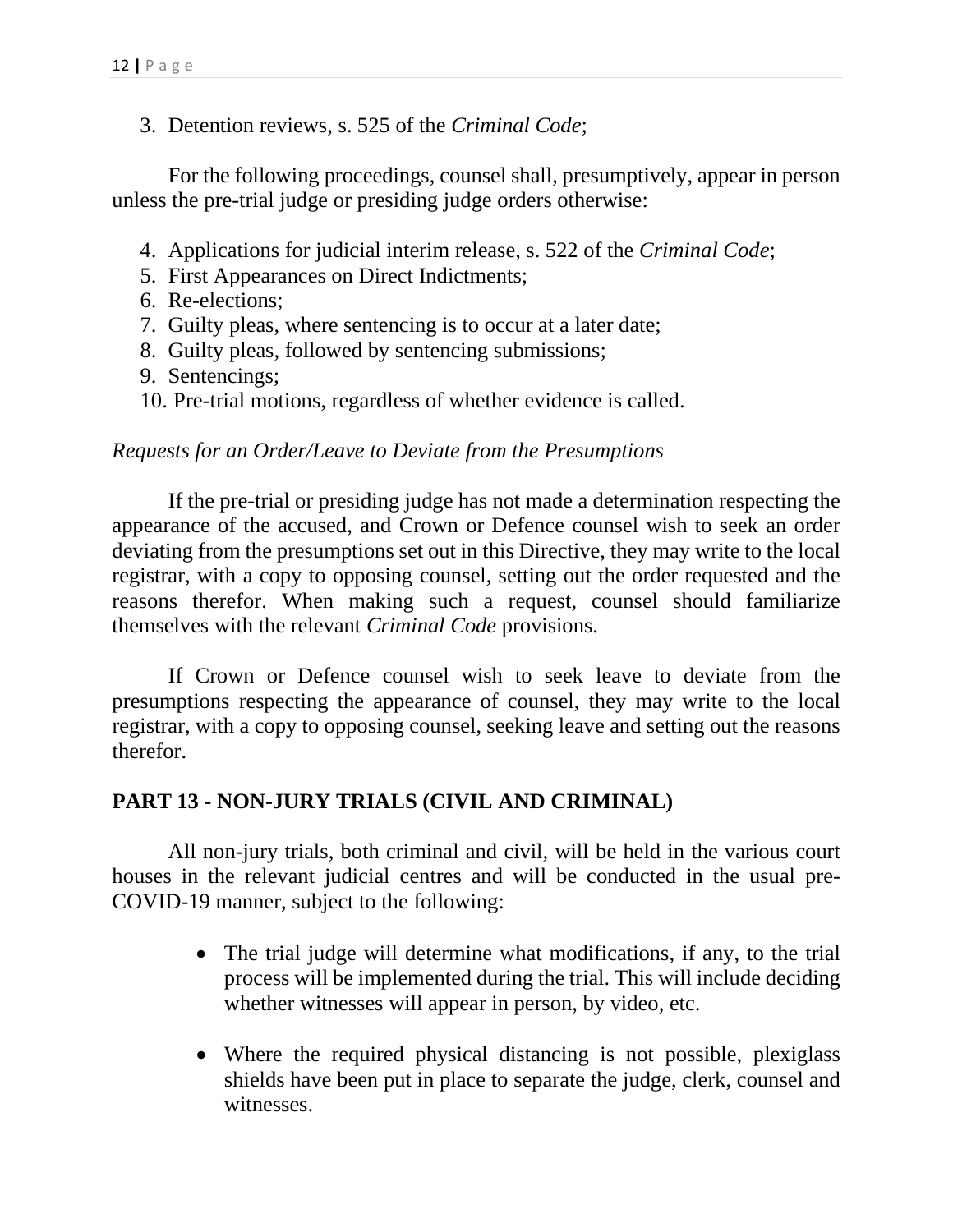3. Detention reviews, s. 525 of the *Criminal Code*;

For the following proceedings, counsel shall, presumptively, appear in person unless the pre-trial judge or presiding judge orders otherwise:

4. Applications for judicial interim release, s. 522 of the *Criminal Code*;
5. First Appearances on Direct Indictments;
6. Re-elections;
7. Guilty pleas, where sentencing is to occur at a later date;
8. Guilty pleas, followed by sentencing submissions;
9. Sentencings;
10. Pre-trial motions, regardless of whether evidence is called.

*Requests for an Order/Leave to Deviate from the Presumptions*

If the pre-trial or presiding judge has not made a determination respecting the appearance of the accused, and Crown or Defence counsel wish to seek an order deviating from the presumptions set out in this Directive, they may write to the local registrar, with a copy to opposing counsel, setting out the order requested and the reasons therefor. When making such a request, counsel should familiarize themselves with the relevant *Criminal Code* provisions.

If Crown or Defence counsel wish to seek leave to deviate from the presumptions respecting the appearance of counsel, they may write to the local registrar, with a copy to opposing counsel, seeking leave and setting out the reasons therefor.

## PART 13 - NON-JURY TRIALS (CIVIL AND CRIMINAL)

All non-jury trials, both criminal and civil, will be held in the various court houses in the relevant judicial centres and will be conducted in the usual pre-COVID-19 manner, subject to the following:

- The trial judge will determine what modifications, if any, to the trial process will be implemented during the trial. This will include deciding whether witnesses will appear in person, by video, etc.

- Where the required physical distancing is not possible, plexiglass shields have been put in place to separate the judge, clerk, counsel and witnesses.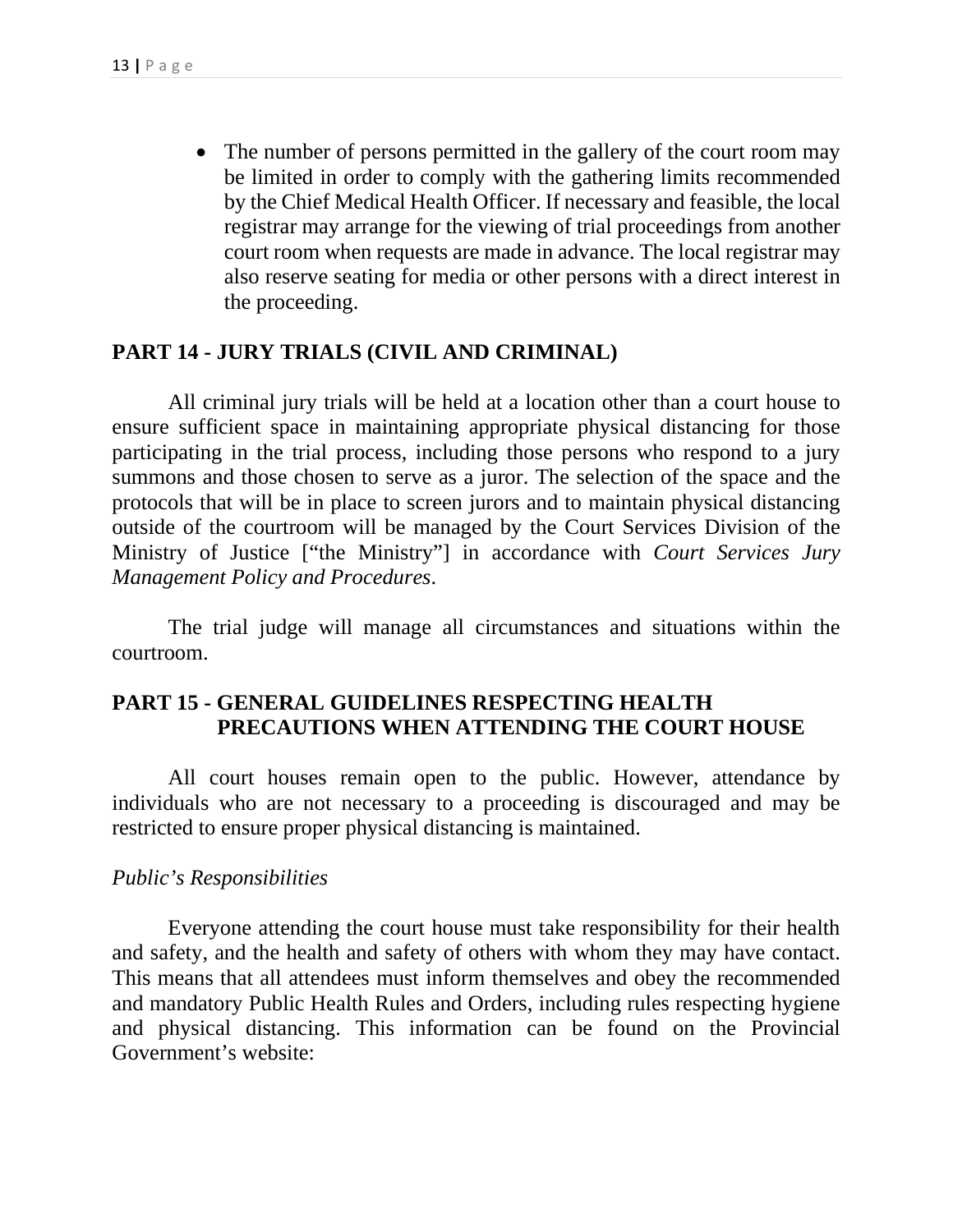- The number of persons permitted in the gallery of the court room may be limited in order to comply with the gathering limits recommended by the Chief Medical Health Officer. If necessary and feasible, the local registrar may arrange for the viewing of trial proceedings from another court room when requests are made in advance. The local registrar may also reserve seating for media or other persons with a direct interest in the proceeding.

## PART 14 - JURY TRIALS (CIVIL AND CRIMINAL)

All criminal jury trials will be held at a location other than a court house to ensure sufficient space in maintaining appropriate physical distancing for those participating in the trial process, including those persons who respond to a jury summons and those chosen to serve as a juror. The selection of the space and the protocols that will be in place to screen jurors and to maintain physical distancing outside of the courtroom will be managed by the Court Services Division of the Ministry of Justice ["the Ministry"] in accordance with *Court Services Jury Management Policy and Procedures*.

The trial judge will manage all circumstances and situations within the courtroom.

## PART 15 - GENERAL GUIDELINES RESPECTING HEALTH PRECAUTIONS WHEN ATTENDING THE COURT HOUSE

All court houses remain open to the public. However, attendance by individuals who are not necessary to a proceeding is discouraged and may be restricted to ensure proper physical distancing is maintained.

*Public's Responsibilities*

Everyone attending the court house must take responsibility for their health and safety, and the health and safety of others with whom they may have contact. This means that all attendees must inform themselves and obey the recommended and mandatory Public Health Rules and Orders, including rules respecting hygiene and physical distancing. This information can be found on the Provincial Government's website: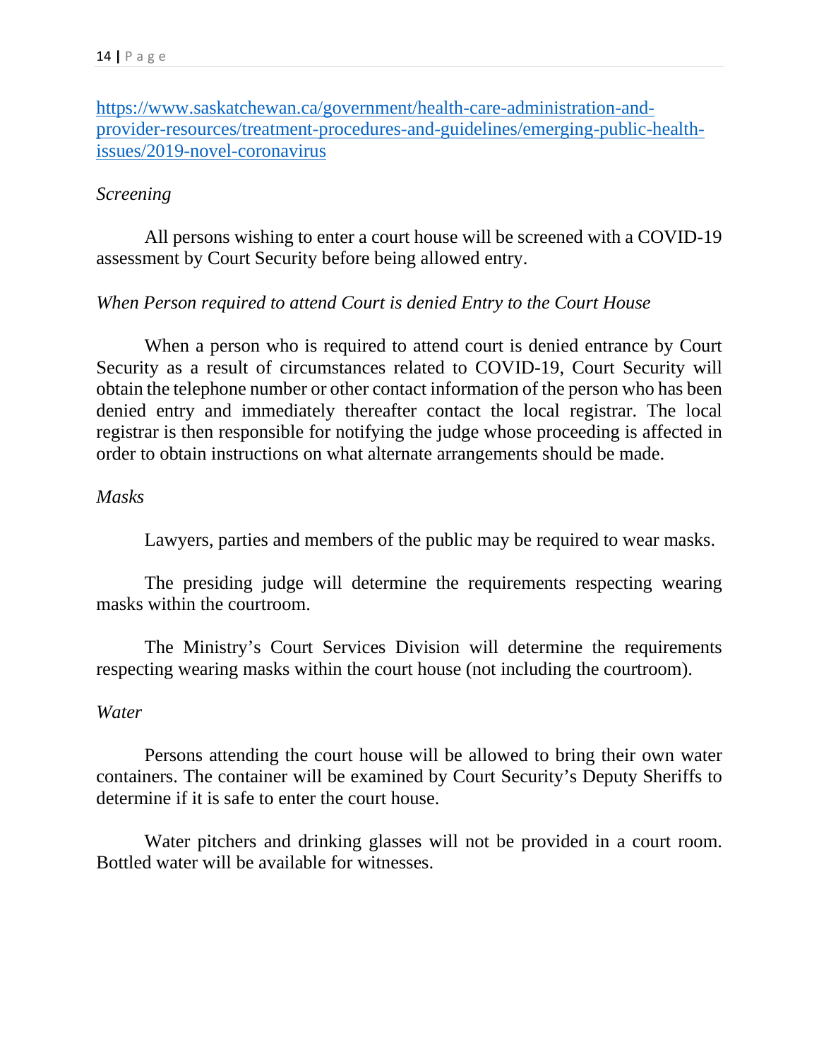https://www.saskatchewan.ca/government/health-care-administration-and-provider-resources/treatment-procedures-and-guidelines/emerging-public-health-issues/2019-novel-coronavirus

*Screening*

All persons wishing to enter a court house will be screened with a COVID-19 assessment by Court Security before being allowed entry.

*When Person required to attend Court is denied Entry to the Court House*

When a person who is required to attend court is denied entrance by Court Security as a result of circumstances related to COVID-19, Court Security will obtain the telephone number or other contact information of the person who has been denied entry and immediately thereafter contact the local registrar. The local registrar is then responsible for notifying the judge whose proceeding is affected in order to obtain instructions on what alternate arrangements should be made.

*Masks*

Lawyers, parties and members of the public may be required to wear masks.

The presiding judge will determine the requirements respecting wearing masks within the courtroom.

The Ministry's Court Services Division will determine the requirements respecting wearing masks within the court house (not including the courtroom).

*Water*

Persons attending the court house will be allowed to bring their own water containers. The container will be examined by Court Security's Deputy Sheriffs to determine if it is safe to enter the court house.

Water pitchers and drinking glasses will not be provided in a court room. Bottled water will be available for witnesses.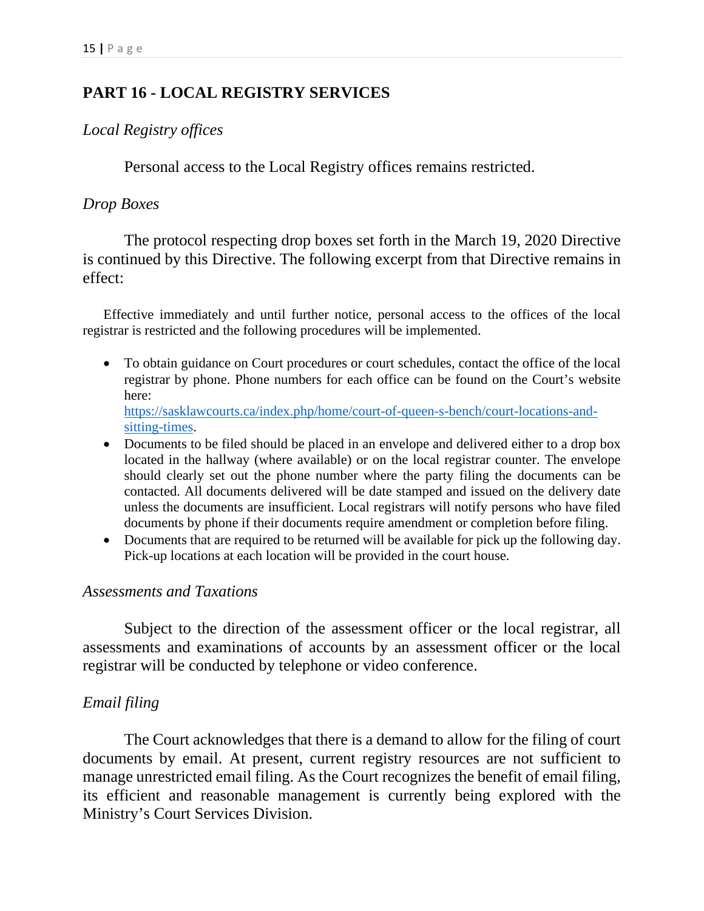## PART 16 - LOCAL REGISTRY SERVICES

*Local Registry offices*

Personal access to the Local Registry offices remains restricted.

*Drop Boxes*

The protocol respecting drop boxes set forth in the March 19, 2020 Directive is continued by this Directive. The following excerpt from that Directive remains in effect:

> Effective immediately and until further notice, personal access to the offices of the local registrar is restricted and the following procedures will be implemented.
>
> - To obtain guidance on Court procedures or court schedules, contact the office of the local registrar by phone. Phone numbers for each office can be found on the Court's website here: [https://sasklawcourts.ca/index.php/home/court-of-queen-s-bench/court-locations-and-sitting-times](https://sasklawcourts.ca/index.php/home/court-of-queen-s-bench/court-locations-and-sitting-times).
> - Documents to be filed should be placed in an envelope and delivered either to a drop box located in the hallway (where available) or on the local registrar counter. The envelope should clearly set out the phone number where the party filing the documents can be contacted. All documents delivered will be date stamped and issued on the delivery date unless the documents are insufficient. Local registrars will notify persons who have filed documents by phone if their documents require amendment or completion before filing.
> - Documents that are required to be returned will be available for pick up the following day. Pick-up locations at each location will be provided in the court house.

*Assessments and Taxations*

Subject to the direction of the assessment officer or the local registrar, all assessments and examinations of accounts by an assessment officer or the local registrar will be conducted by telephone or video conference.

*Email filing*

The Court acknowledges that there is a demand to allow for the filing of court documents by email. At present, current registry resources are not sufficient to manage unrestricted email filing. As the Court recognizes the benefit of email filing, its efficient and reasonable management is currently being explored with the Ministry's Court Services Division.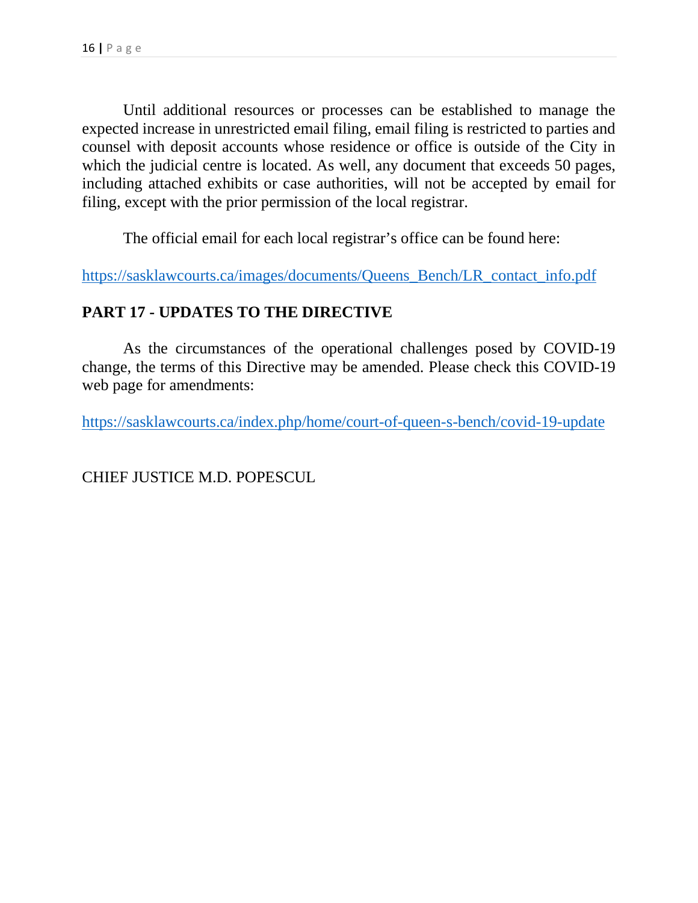Until additional resources or processes can be established to manage the expected increase in unrestricted email filing, email filing is restricted to parties and counsel with deposit accounts whose residence or office is outside of the City in which the judicial centre is located. As well, any document that exceeds 50 pages, including attached exhibits or case authorities, will not be accepted by email for filing, except with the prior permission of the local registrar.

The official email for each local registrar's office can be found here:

https://sasklawcourts.ca/images/documents/Queens_Bench/LR_contact_info.pdf

## PART 17 - UPDATES TO THE DIRECTIVE

As the circumstances of the operational challenges posed by COVID-19 change, the terms of this Directive may be amended. Please check this COVID-19 web page for amendments:

https://sasklawcourts.ca/index.php/home/court-of-queen-s-bench/covid-19-update

CHIEF JUSTICE M.D. POPESCUL